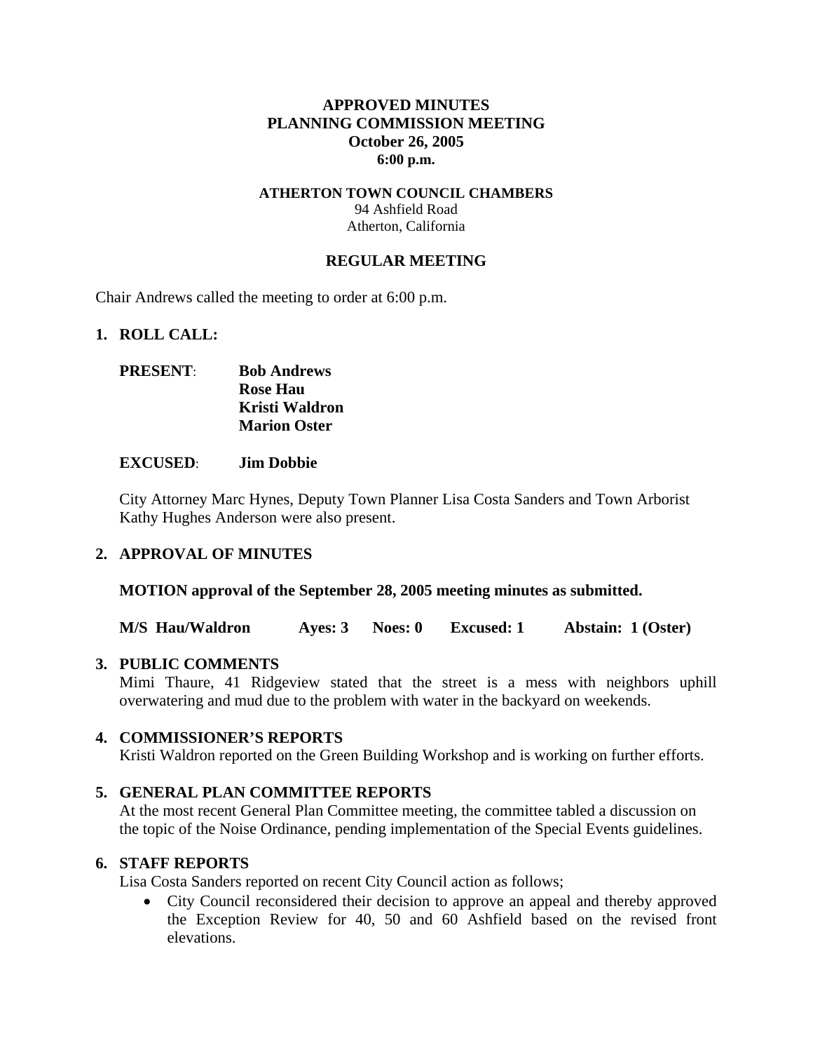# APPROVED MINUTES
# PLANNING COMMISSION MEETING
# October 26, 2005
**6:00 p.m.**

**ATHERTON TOWN COUNCIL CHAMBERS**
94 Ashfield Road
Atherton, California

## REGULAR MEETING

Chair Andrews called the meeting to order at 6:00 p.m.

## 1. ROLL CALL:

**PRESENT**: **Bob Andrews**
**Rose Hau**
**Kristi Waldron**
**Marion Oster**

**EXCUSED**: **Jim Dobbie**

City Attorney Marc Hynes, Deputy Town Planner Lisa Costa Sanders and Town Arborist Kathy Hughes Anderson were also present.

## 2. APPROVAL OF MINUTES

**MOTION approval of the September 28, 2005 meeting minutes as submitted.**

**M/S Hau/Waldron Ayes: 3 Noes: 0 Excused: 1 Abstain: 1 (Oster)**

## 3. PUBLIC COMMENTS

Mimi Thaure, 41 Ridgeview stated that the street is a mess with neighbors uphill overwatering and mud due to the problem with water in the backyard on weekends.

## 4. COMMISSIONER'S REPORTS

Kristi Waldron reported on the Green Building Workshop and is working on further efforts.

## 5. GENERAL PLAN COMMITTEE REPORTS

At the most recent General Plan Committee meeting, the committee tabled a discussion on the topic of the Noise Ordinance, pending implementation of the Special Events guidelines.

## 6. STAFF REPORTS

Lisa Costa Sanders reported on recent City Council action as follows;

- City Council reconsidered their decision to approve an appeal and thereby approved the Exception Review for 40, 50 and 60 Ashfield based on the revised front elevations.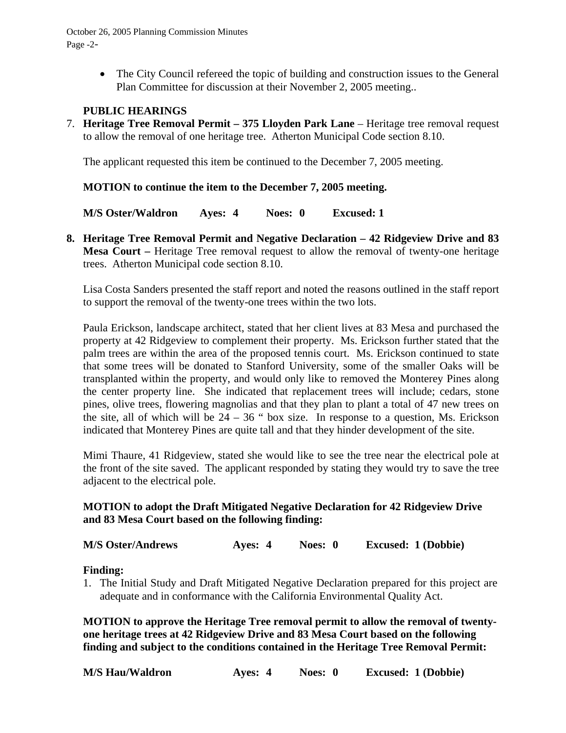- The City Council refereed the topic of building and construction issues to the General Plan Committee for discussion at their November 2, 2005 meeting..

**PUBLIC HEARINGS**

7. **Heritage Tree Removal Permit – 375 Lloyden Park Lane** – Heritage tree removal request to allow the removal of one heritage tree. Atherton Municipal Code section 8.10.

   The applicant requested this item be continued to the December 7, 2005 meeting.

   **MOTION to continue the item to the December 7, 2005 meeting.**

   **M/S Oster/Waldron Ayes: 4 Noes: 0 Excused: 1**

8. **Heritage Tree Removal Permit and Negative Declaration – 42 Ridgeview Drive and 83 Mesa Court –** Heritage Tree removal request to allow the removal of twenty-one heritage trees. Atherton Municipal code section 8.10.

   Lisa Costa Sanders presented the staff report and noted the reasons outlined in the staff report to support the removal of the twenty-one trees within the two lots.

   Paula Erickson, landscape architect, stated that her client lives at 83 Mesa and purchased the property at 42 Ridgeview to complement their property. Ms. Erickson further stated that the palm trees are within the area of the proposed tennis court. Ms. Erickson continued to state that some trees will be donated to Stanford University, some of the smaller Oaks will be transplanted within the property, and would only like to removed the Monterey Pines along the center property line. She indicated that replacement trees will include; cedars, stone pines, olive trees, flowering magnolias and that they plan to plant a total of 47 new trees on the site, all of which will be 24 – 36 " box size. In response to a question, Ms. Erickson indicated that Monterey Pines are quite tall and that they hinder development of the site.

   Mimi Thaure, 41 Ridgeview, stated she would like to see the tree near the electrical pole at the front of the site saved. The applicant responded by stating they would try to save the tree adjacent to the electrical pole.

   **MOTION to adopt the Draft Mitigated Negative Declaration for 42 Ridgeview Drive and 83 Mesa Court based on the following finding:**

   **M/S Oster/Andrews Ayes: 4 Noes: 0 Excused: 1 (Dobbie)**

   **Finding:**

   1. The Initial Study and Draft Mitigated Negative Declaration prepared for this project are adequate and in conformance with the California Environmental Quality Act.

   **MOTION to approve the Heritage Tree removal permit to allow the removal of twenty-one heritage trees at 42 Ridgeview Drive and 83 Mesa Court based on the following finding and subject to the conditions contained in the Heritage Tree Removal Permit:**

   **M/S Hau/Waldron Ayes: 4 Noes: 0 Excused: 1 (Dobbie)**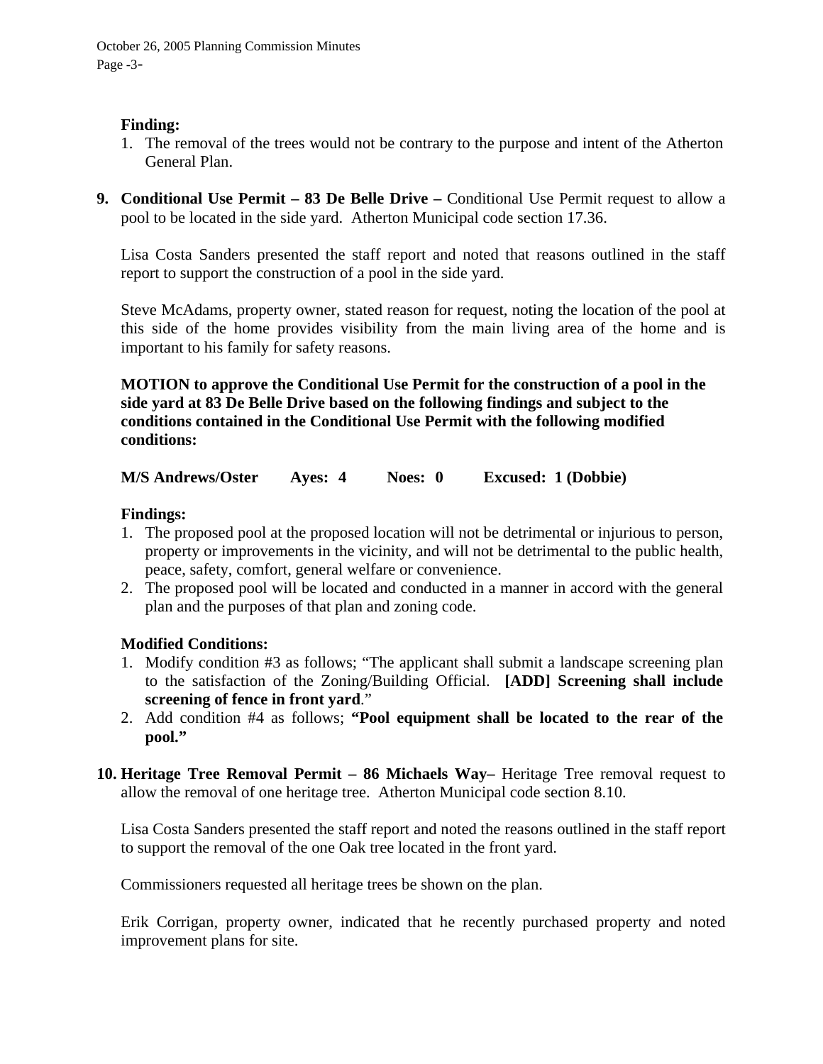**Finding:**

1. The removal of the trees would not be contrary to the purpose and intent of the Atherton General Plan.

**9. Conditional Use Permit – 83 De Belle Drive –** Conditional Use Permit request to allow a pool to be located in the side yard. Atherton Municipal code section 17.36.

Lisa Costa Sanders presented the staff report and noted that reasons outlined in the staff report to support the construction of a pool in the side yard.

Steve McAdams, property owner, stated reason for request, noting the location of the pool at this side of the home provides visibility from the main living area of the home and is important to his family for safety reasons.

**MOTION to approve the Conditional Use Permit for the construction of a pool in the side yard at 83 De Belle Drive based on the following findings and subject to the conditions contained in the Conditional Use Permit with the following modified conditions:**

**M/S Andrews/Oster Ayes: 4 Noes: 0 Excused: 1 (Dobbie)**

**Findings:**

1. The proposed pool at the proposed location will not be detrimental or injurious to person, property or improvements in the vicinity, and will not be detrimental to the public health, peace, safety, comfort, general welfare or convenience.
2. The proposed pool will be located and conducted in a manner in accord with the general plan and the purposes of that plan and zoning code.

**Modified Conditions:**

1. Modify condition #3 as follows; "The applicant shall submit a landscape screening plan to the satisfaction of the Zoning/Building Official. **[ADD] Screening shall include screening of fence in front yard**."
2. Add condition #4 as follows; **"Pool equipment shall be located to the rear of the pool."**

**10. Heritage Tree Removal Permit – 86 Michaels Way–** Heritage Tree removal request to allow the removal of one heritage tree. Atherton Municipal code section 8.10.

Lisa Costa Sanders presented the staff report and noted the reasons outlined in the staff report to support the removal of the one Oak tree located in the front yard.

Commissioners requested all heritage trees be shown on the plan.

Erik Corrigan, property owner, indicated that he recently purchased property and noted improvement plans for site.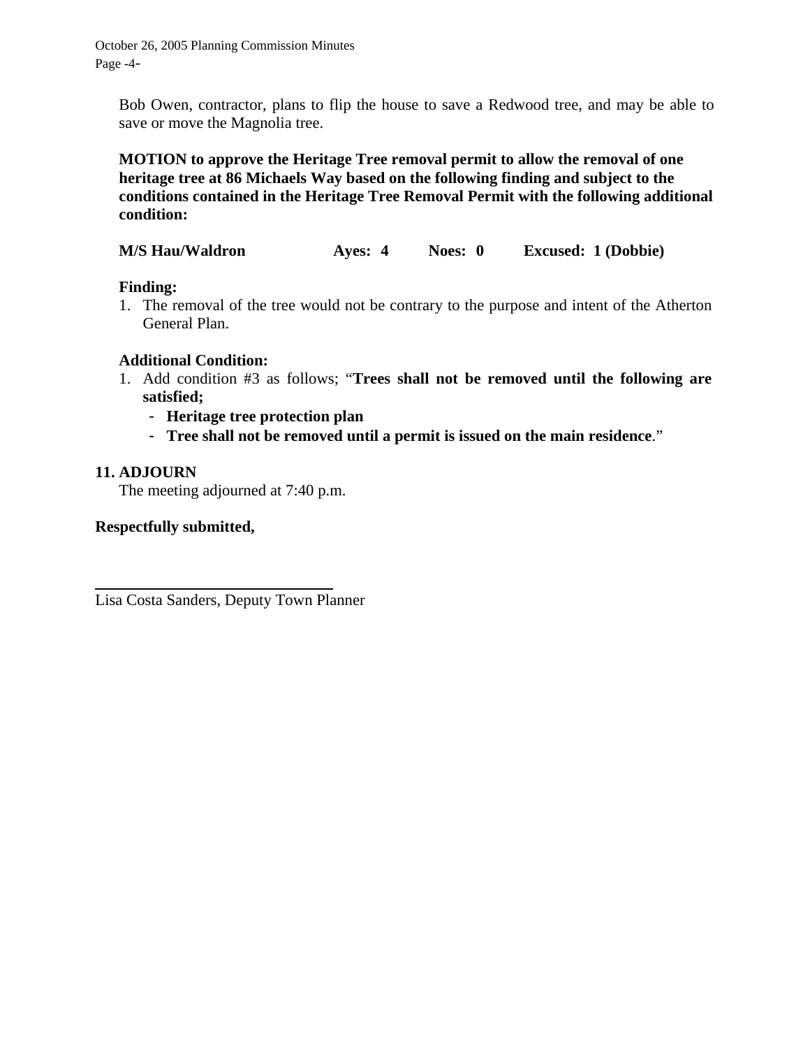Bob Owen, contractor, plans to flip the house to save a Redwood tree, and may be able to save or move the Magnolia tree.

**MOTION to approve the Heritage Tree removal permit to allow the removal of one heritage tree at 86 Michaels Way based on the following finding and subject to the conditions contained in the Heritage Tree Removal Permit with the following additional condition:**

**M/S Hau/Waldron     Ayes: 4     Noes: 0     Excused: 1 (Dobbie)**

**Finding:**

1. The removal of the tree would not be contrary to the purpose and intent of the Atherton General Plan.

**Additional Condition:**

1. Add condition #3 as follows; "**Trees shall not be removed until the following are satisfied;**
   - **Heritage tree protection plan**
   - **Tree shall not be removed until a permit is issued on the main residence**."

## 11. ADJOURN

The meeting adjourned at 7:40 p.m.

**Respectfully submitted,**

\_\_\_\_\_\_\_\_\_\_\_\_\_\_\_\_\_\_\_\_\_\_\_\_\_\_\_\_\_\_

Lisa Costa Sanders, Deputy Town Planner